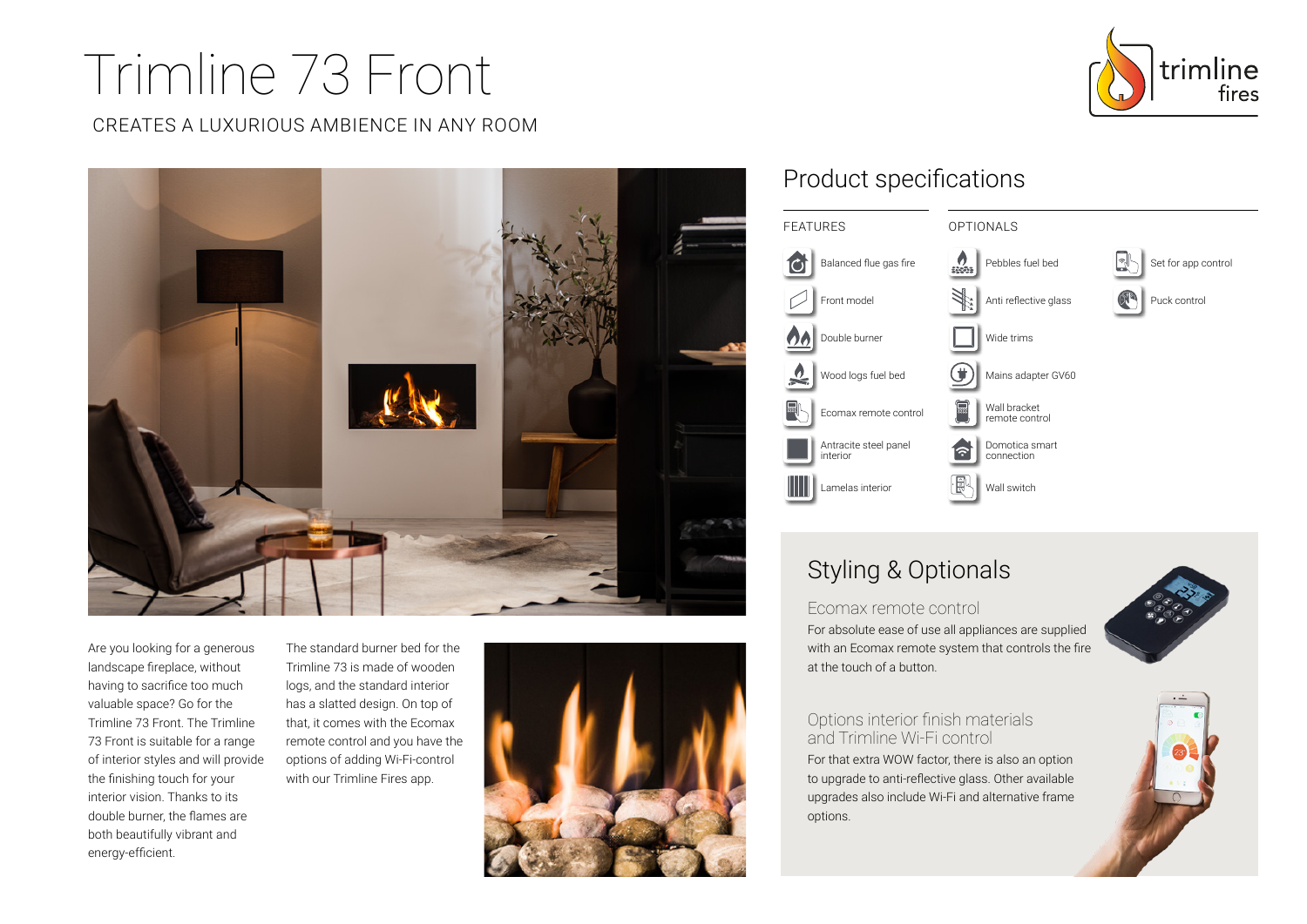# Trimline 73 Front

CREATES A LUXURIOUS AMBIENCE IN ANY ROOM

trimline fires

Are you looking for a generous landscape fireplace, without having to sacrifice too much valuable space? Go for the Trimline 73 Front. The Trimline 73 Front is suitable for a range of interior styles and will provide the finishing touch for your interior vision. Thanks to its double burner, the flames are both beautifully vibrant and energy-efficient.

The standard burner bed for the Trimline 73 is made of wooden logs, and the standard interior has a slatted design. On top of that, it comes with the Ecomax remote control and you have the options of adding Wi-Fi-control with our Trimline Fires app.

## Product specifications

### FEATURES

- Balanced flue gas fire
- Front model
- Double burner
- Wood logs fuel bed
- Ecomax remote control
- Antracite steel panel interior
- Lamelas interior

### OPTIONALS

- Pebbles fuel bed
- Anti reflective glass
- Wide trims
- Mains adapter GV60
- Wall bracket remote control
- Domotica smart connection
- Wall switch
- Set for app control
- Puck control

## Styling & Optionals

### Ecomax remote control

For absolute ease of use all appliances are supplied with an Ecomax remote system that controls the fire at the touch of a button.

### Options interior finish materials and Trimline Wi-Fi control

For that extra WOW factor, there is also an option to upgrade to anti-reflective glass. Other available upgrades also include Wi-Fi and alternative frame options.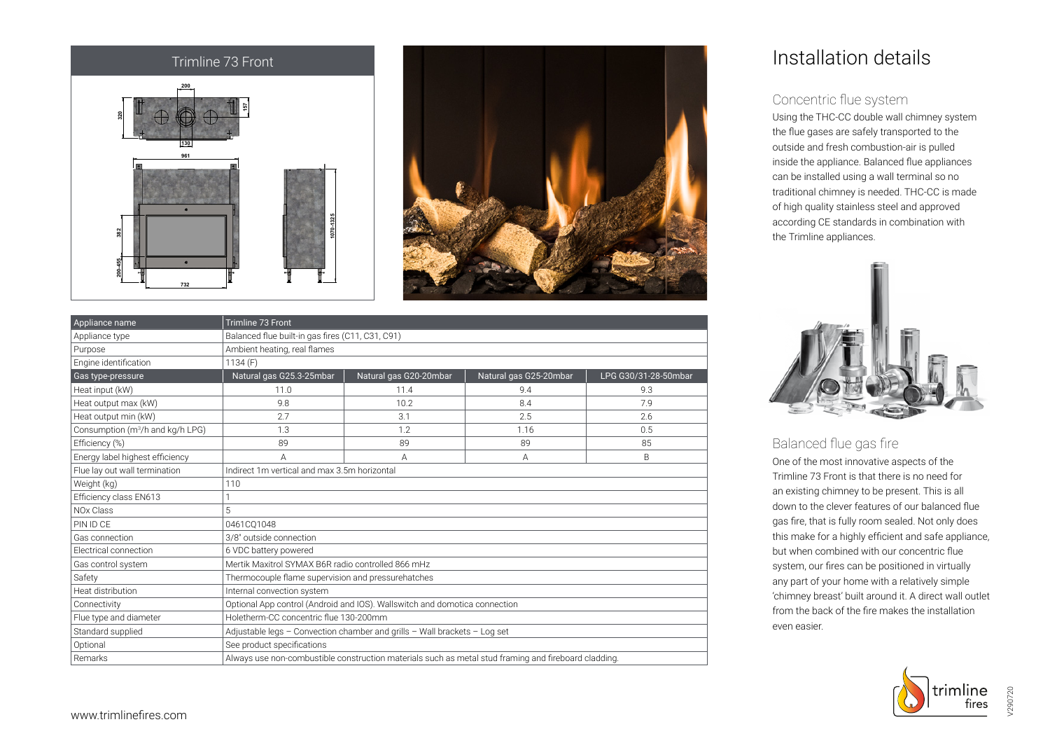## Trimline 73 Front

200
320
157
130
961
382
200-455
732
1070-1325

| Appliance name | Trimline 73 Front | | | |
|---|---|---|---|---|
| Appliance type | Balanced flue built-in gas fires (C11, C31, C91) | | | |
| Purpose | Ambient heating, real flames | | | |
| Engine identification | 1134 (F) | | | |
| Gas type-pressure | Natural gas G25.3-25mbar | Natural gas G20-20mbar | Natural gas G25-20mbar | LPG G30/31-28-50mbar |
| Heat input (kW) | 11.0 | 11.4 | 9.4 | 9.3 |
| Heat output max (kW) | 9.8 | 10.2 | 8.4 | 7.9 |
| Heat output min (kW) | 2.7 | 3.1 | 2.5 | 2.6 |
| Consumption ($m^3$/h and kg/h LPG) | 1.3 | 1.2 | 1.16 | 0.5 |
| Efficiency (%) | 89 | 89 | 89 | 85 |
| Energy label highest efficiency | A | A | A | B |
| Flue lay out wall termination | Indirect 1m vertical and max 3.5m horizontal | | | |
| Weight (kg) | 110 | | | |
| Efficiency class EN613 | 1 | | | |
| NOx Class | 5 | | | |
| PIN ID CE | 0461CQ1048 | | | |
| Gas connection | 3/8" outside connection | | | |
| Electrical connection | 6 VDC battery powered | | | |
| Gas control system | Mertik Maxitrol SYMAX B6R radio controlled 866 mHz | | | |
| Safety | Thermocouple flame supervision and pressurehatches | | | |
| Heat distribution | Internal convection system | | | |
| Connectivity | Optional App control (Android and IOS). Wallswitch and domotica connection | | | |
| Flue type and diameter | Holetherm-CC concentric flue 130-200mm | | | |
| Standard supplied | Adjustable legs – Convection chamber and grills – Wall brackets – Log set | | | |
| Optional | See product specifications | | | |
| Remarks | Always use non-combustible construction materials such as metal stud framing and fireboard cladding. | | | |

# Installation details

## Concentric flue system

Using the THC-CC double wall chimney system the flue gases are safely transported to the outside and fresh combustion-air is pulled inside the appliance. Balanced flue appliances can be installed using a wall terminal so no traditional chimney is needed. THC-CC is made of high quality stainless steel and approved according CE standards in combination with the Trimline appliances.

## Balanced flue gas fire

One of the most innovative aspects of the Trimline 73 Front is that there is no need for an existing chimney to be present. This is all down to the clever features of our balanced flue gas fire, that is fully room sealed. Not only does this make for a highly efficient and safe appliance, but when combined with our concentric flue system, our fires can be positioned in virtually any part of your home with a relatively simple 'chimney breast' built around it. A direct wall outlet from the back of the fire makes the installation even easier.

www.trimlinefires.com

trimline fires

V290720